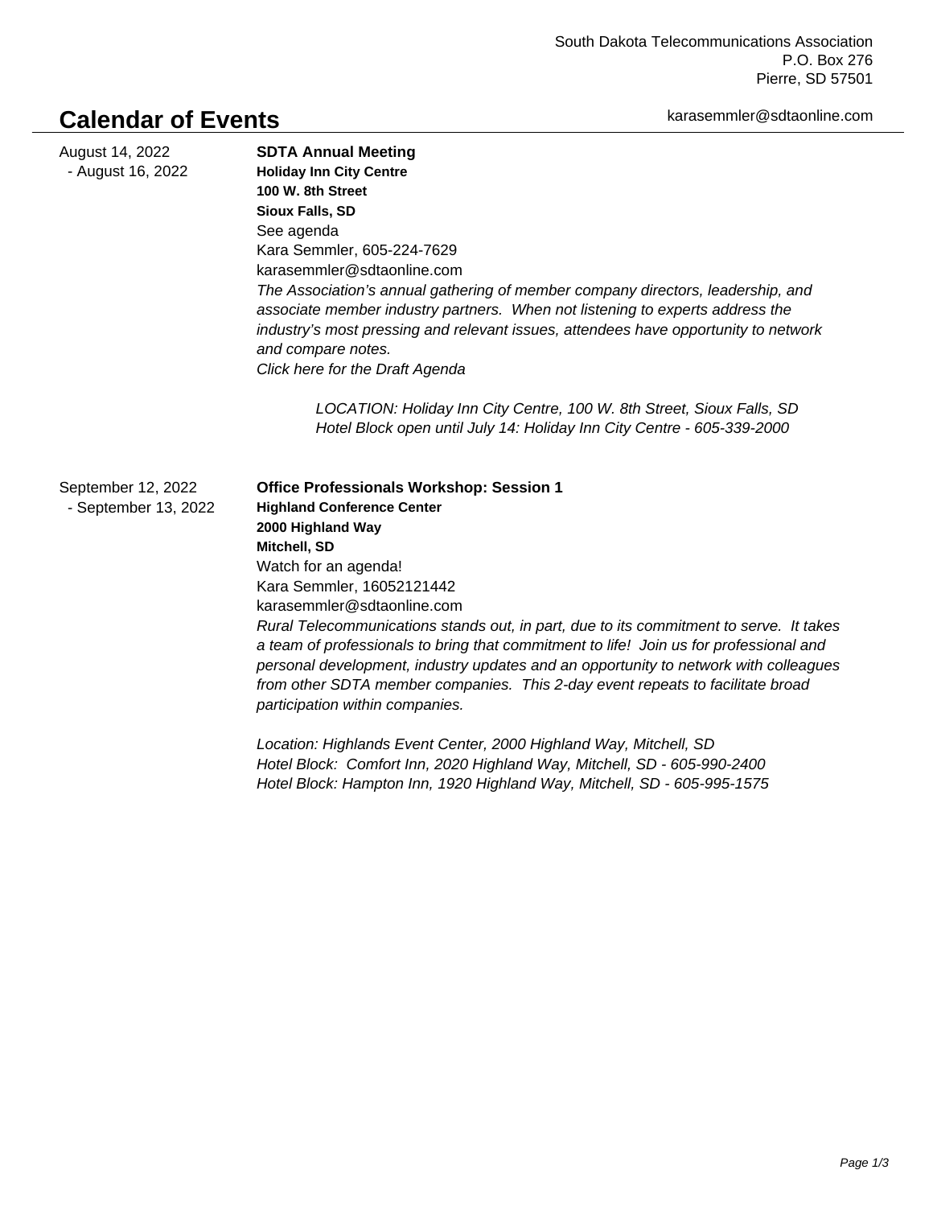South Dakota Telecommunications Association
P.O. Box 276
Pierre, SD 57501

# Calendar of Events

karasemmler@sdtaonline.com

August 14, 2022 - August 16, 2022

**SDTA Annual Meeting**
**Holiday Inn City Centre**
**100 W. 8th Street**
**Sioux Falls, SD**
See agenda
Kara Semmler, 605-224-7629
karasemmler@sdtaonline.com
*The Association's annual gathering of member company directors, leadership, and associate member industry partners. When not listening to experts address the industry's most pressing and relevant issues, attendees have opportunity to network and compare notes.*
*Click here for the Draft Agenda*

*LOCATION: Holiday Inn City Centre, 100 W. 8th Street, Sioux Falls, SD*
*Hotel Block open until July 14: Holiday Inn City Centre - 605-339-2000*

September 12, 2022 - September 13, 2022

**Office Professionals Workshop: Session 1**
**Highland Conference Center**
**2000 Highland Way**
**Mitchell, SD**
Watch for an agenda!
Kara Semmler, 16052121442
karasemmler@sdtaonline.com
*Rural Telecommunications stands out, in part, due to its commitment to serve. It takes a team of professionals to bring that commitment to life! Join us for professional and personal development, industry updates and an opportunity to network with colleagues from other SDTA member companies. This 2-day event repeats to facilitate broad participation within companies.*

*Location: Highlands Event Center, 2000 Highland Way, Mitchell, SD*
*Hotel Block: Comfort Inn, 2020 Highland Way, Mitchell, SD - 605-990-2400*
*Hotel Block: Hampton Inn, 1920 Highland Way, Mitchell, SD - 605-995-1575*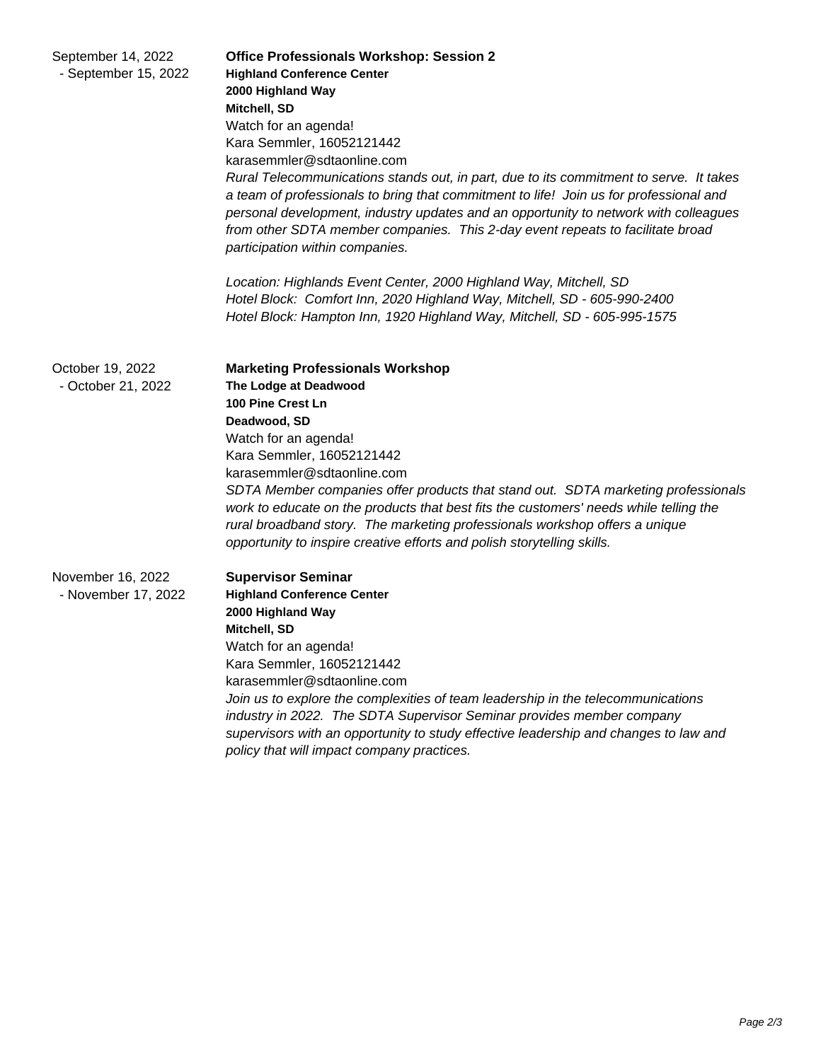September 14, 2022 - September 15, 2022

**Office Professionals Workshop: Session 2**

**Highland Conference Center**
**2000 Highland Way**
**Mitchell, SD**

Watch for an agenda!
Kara Semmler, 16052121442
karasemmler@sdtaonline.com

*Rural Telecommunications stands out, in part, due to its commitment to serve. It takes a team of professionals to bring that commitment to life! Join us for professional and personal development, industry updates and an opportunity to network with colleagues from other SDTA member companies. This 2-day event repeats to facilitate broad participation within companies.*

*Location: Highlands Event Center, 2000 Highland Way, Mitchell, SD*
*Hotel Block: Comfort Inn, 2020 Highland Way, Mitchell, SD - 605-990-2400*
*Hotel Block: Hampton Inn, 1920 Highland Way, Mitchell, SD - 605-995-1575*

October 19, 2022 - October 21, 2022

**Marketing Professionals Workshop**

**The Lodge at Deadwood**
**100 Pine Crest Ln**
**Deadwood, SD**

Watch for an agenda!
Kara Semmler, 16052121442
karasemmler@sdtaonline.com

*SDTA Member companies offer products that stand out. SDTA marketing professionals work to educate on the products that best fits the customers' needs while telling the rural broadband story. The marketing professionals workshop offers a unique opportunity to inspire creative efforts and polish storytelling skills.*

November 16, 2022 - November 17, 2022

**Supervisor Seminar**

**Highland Conference Center**
**2000 Highland Way**
**Mitchell, SD**

Watch for an agenda!
Kara Semmler, 16052121442
karasemmler@sdtaonline.com

*Join us to explore the complexities of team leadership in the telecommunications industry in 2022. The SDTA Supervisor Seminar provides member company supervisors with an opportunity to study effective leadership and changes to law and policy that will impact company practices.*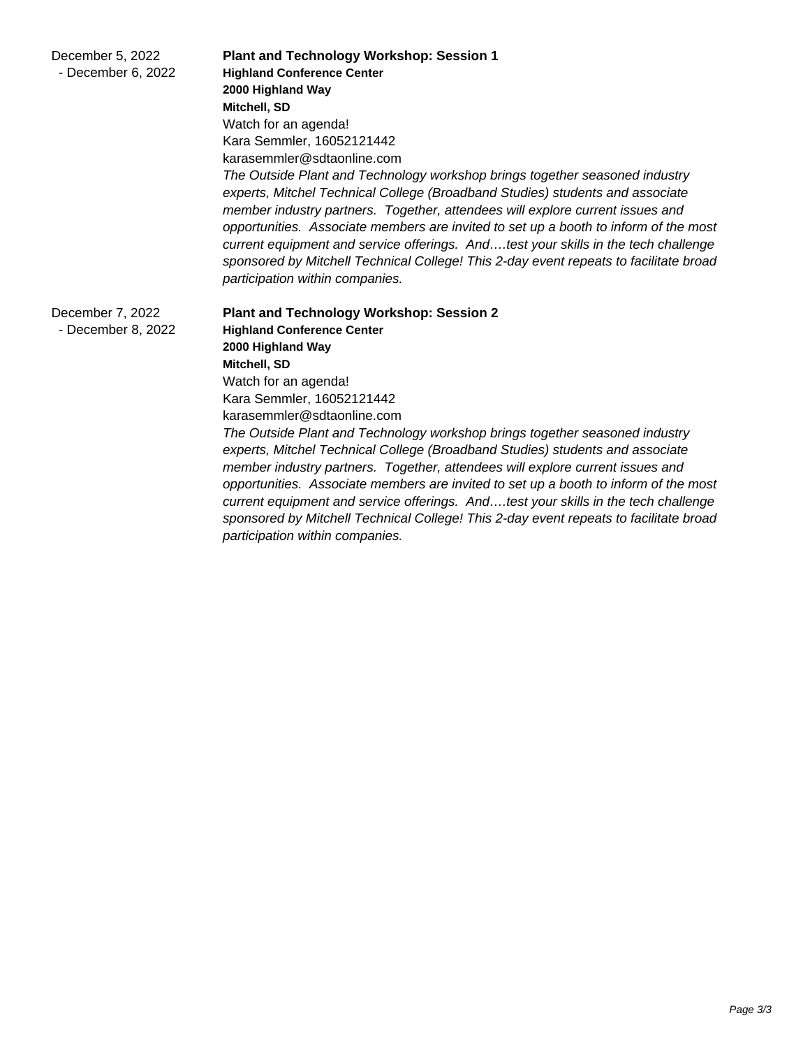December 5, 2022
- December 6, 2022

**Plant and Technology Workshop: Session 1**

**Highland Conference Center**
**2000 Highland Way**
**Mitchell, SD**

Watch for an agenda!
Kara Semmler, 16052121442
karasemmler@sdtaonline.com

*The Outside Plant and Technology workshop brings together seasoned industry experts, Mitchel Technical College (Broadband Studies) students and associate member industry partners. Together, attendees will explore current issues and opportunities. Associate members are invited to set up a booth to inform of the most current equipment and service offerings. And….test your skills in the tech challenge sponsored by Mitchell Technical College! This 2-day event repeats to facilitate broad participation within companies.*

December 7, 2022
- December 8, 2022

**Plant and Technology Workshop: Session 2**

**Highland Conference Center**
**2000 Highland Way**
**Mitchell, SD**

Watch for an agenda!
Kara Semmler, 16052121442
karasemmler@sdtaonline.com

*The Outside Plant and Technology workshop brings together seasoned industry experts, Mitchel Technical College (Broadband Studies) students and associate member industry partners. Together, attendees will explore current issues and opportunities. Associate members are invited to set up a booth to inform of the most current equipment and service offerings. And….test your skills in the tech challenge sponsored by Mitchell Technical College! This 2-day event repeats to facilitate broad participation within companies.*